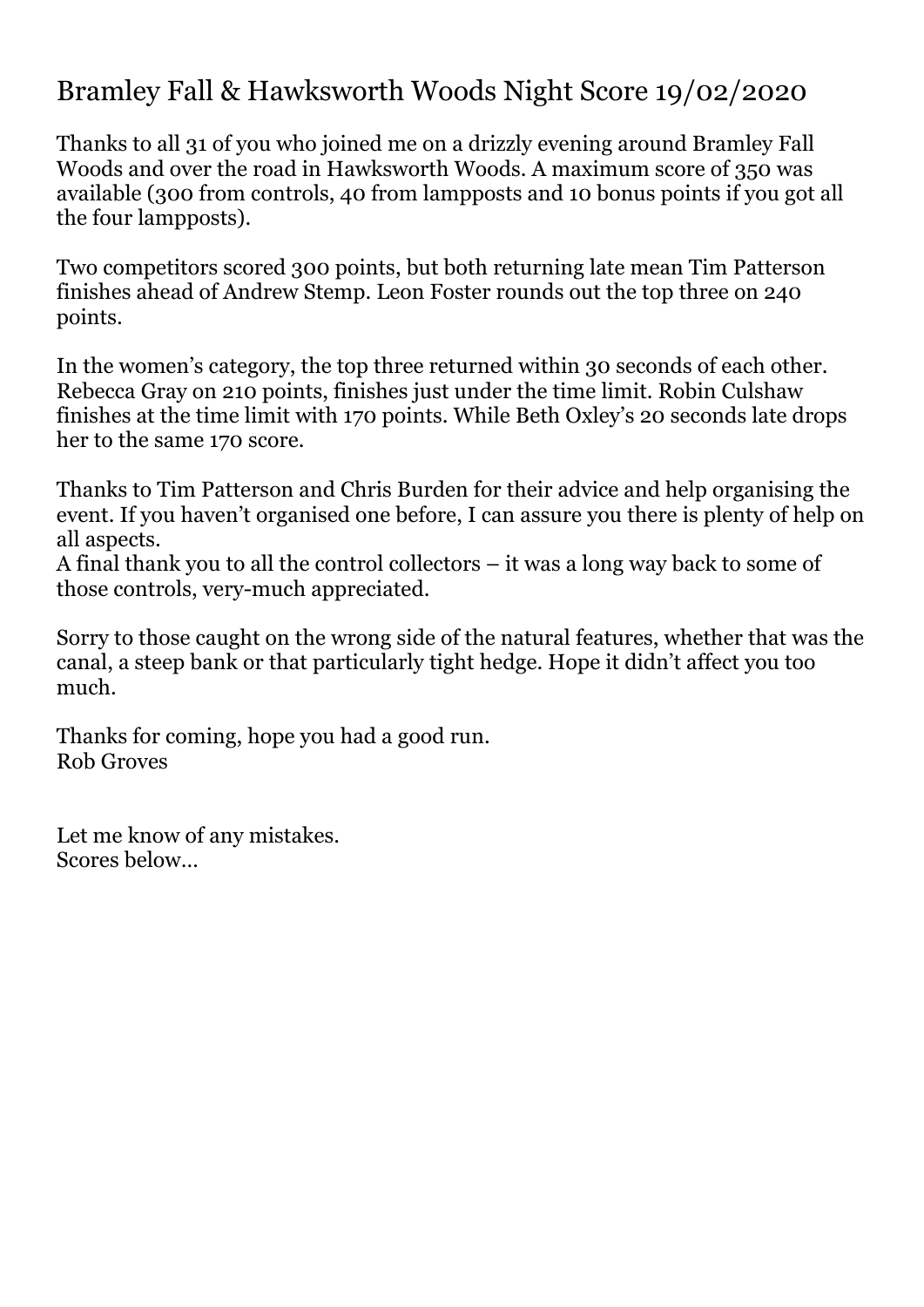# Bramley Fall & Hawksworth Woods Night Score 19/02/2020

Thanks to all 31 of you who joined me on a drizzly evening around Bramley Fall Woods and over the road in Hawksworth Woods. A maximum score of 350 was available (300 from controls, 40 from lampposts and 10 bonus points if you got all the four lampposts).

Two competitors scored 300 points, but both returning late mean Tim Patterson finishes ahead of Andrew Stemp. Leon Foster rounds out the top three on 240 points.

In the women's category, the top three returned within 30 seconds of each other. Rebecca Gray on 210 points, finishes just under the time limit. Robin Culshaw finishes at the time limit with 170 points. While Beth Oxley's 20 seconds late drops her to the same 170 score.

Thanks to Tim Patterson and Chris Burden for their advice and help organising the event. If you haven't organised one before, I can assure you there is plenty of help on all aspects.
A final thank you to all the control collectors – it was a long way back to some of those controls, very-much appreciated.

Sorry to those caught on the wrong side of the natural features, whether that was the canal, a steep bank or that particularly tight hedge. Hope it didn't affect you too much.

Thanks for coming, hope you had a good run.
Rob Groves

Let me know of any mistakes.
Scores below…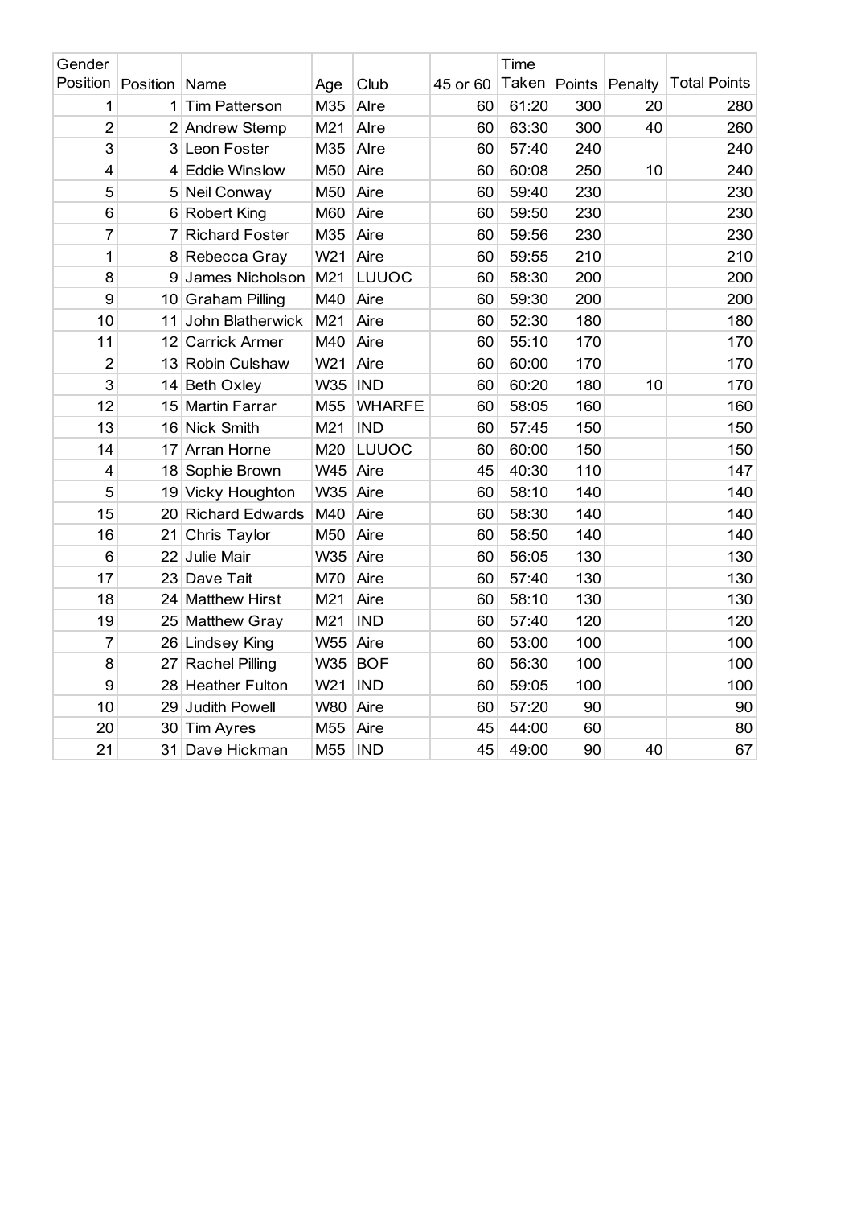| Gender Position | Position | Name | Age | Club | 45 or 60 | Time Taken | Points | Penalty | Total Points |
|---|---|---|---|---|---|---|---|---|---|
| 1 | 1 | Tim Patterson | M35 | AIre | 60 | 61:20 | 300 | 20 | 280 |
| 2 | 2 | Andrew Stemp | M21 | AIre | 60 | 63:30 | 300 | 40 | 260 |
| 3 | 3 | Leon Foster | M35 | AIre | 60 | 57:40 | 240 | | 240 |
| 4 | 4 | Eddie Winslow | M50 | Aire | 60 | 60:08 | 250 | 10 | 240 |
| 5 | 5 | Neil Conway | M50 | Aire | 60 | 59:40 | 230 | | 230 |
| 6 | 6 | Robert King | M60 | Aire | 60 | 59:50 | 230 | | 230 |
| 7 | 7 | Richard Foster | M35 | Aire | 60 | 59:56 | 230 | | 230 |
| 1 | 8 | Rebecca Gray | W21 | Aire | 60 | 59:55 | 210 | | 210 |
| 8 | 9 | James Nicholson | M21 | LUUOC | 60 | 58:30 | 200 | | 200 |
| 9 | 10 | Graham Pilling | M40 | Aire | 60 | 59:30 | 200 | | 200 |
| 10 | 11 | John Blatherwick | M21 | Aire | 60 | 52:30 | 180 | | 180 |
| 11 | 12 | Carrick Armer | M40 | Aire | 60 | 55:10 | 170 | | 170 |
| 2 | 13 | Robin Culshaw | W21 | Aire | 60 | 60:00 | 170 | | 170 |
| 3 | 14 | Beth Oxley | W35 | IND | 60 | 60:20 | 180 | 10 | 170 |
| 12 | 15 | Martin Farrar | M55 | WHARFE | 60 | 58:05 | 160 | | 160 |
| 13 | 16 | Nick Smith | M21 | IND | 60 | 57:45 | 150 | | 150 |
| 14 | 17 | Arran Horne | M20 | LUUOC | 60 | 60:00 | 150 | | 150 |
| 4 | 18 | Sophie Brown | W45 | Aire | 45 | 40:30 | 110 | | 147 |
| 5 | 19 | Vicky Houghton | W35 | Aire | 60 | 58:10 | 140 | | 140 |
| 15 | 20 | Richard Edwards | M40 | Aire | 60 | 58:30 | 140 | | 140 |
| 16 | 21 | Chris Taylor | M50 | Aire | 60 | 58:50 | 140 | | 140 |
| 6 | 22 | Julie Mair | W35 | Aire | 60 | 56:05 | 130 | | 130 |
| 17 | 23 | Dave Tait | M70 | Aire | 60 | 57:40 | 130 | | 130 |
| 18 | 24 | Matthew Hirst | M21 | Aire | 60 | 58:10 | 130 | | 130 |
| 19 | 25 | Matthew Gray | M21 | IND | 60 | 57:40 | 120 | | 120 |
| 7 | 26 | Lindsey King | W55 | Aire | 60 | 53:00 | 100 | | 100 |
| 8 | 27 | Rachel Pilling | W35 | BOF | 60 | 56:30 | 100 | | 100 |
| 9 | 28 | Heather Fulton | W21 | IND | 60 | 59:05 | 100 | | 100 |
| 10 | 29 | Judith Powell | W80 | Aire | 60 | 57:20 | 90 | | 90 |
| 20 | 30 | Tim Ayres | M55 | Aire | 45 | 44:00 | 60 | | 80 |
| 21 | 31 | Dave Hickman | M55 | IND | 45 | 49:00 | 90 | 40 | 67 |